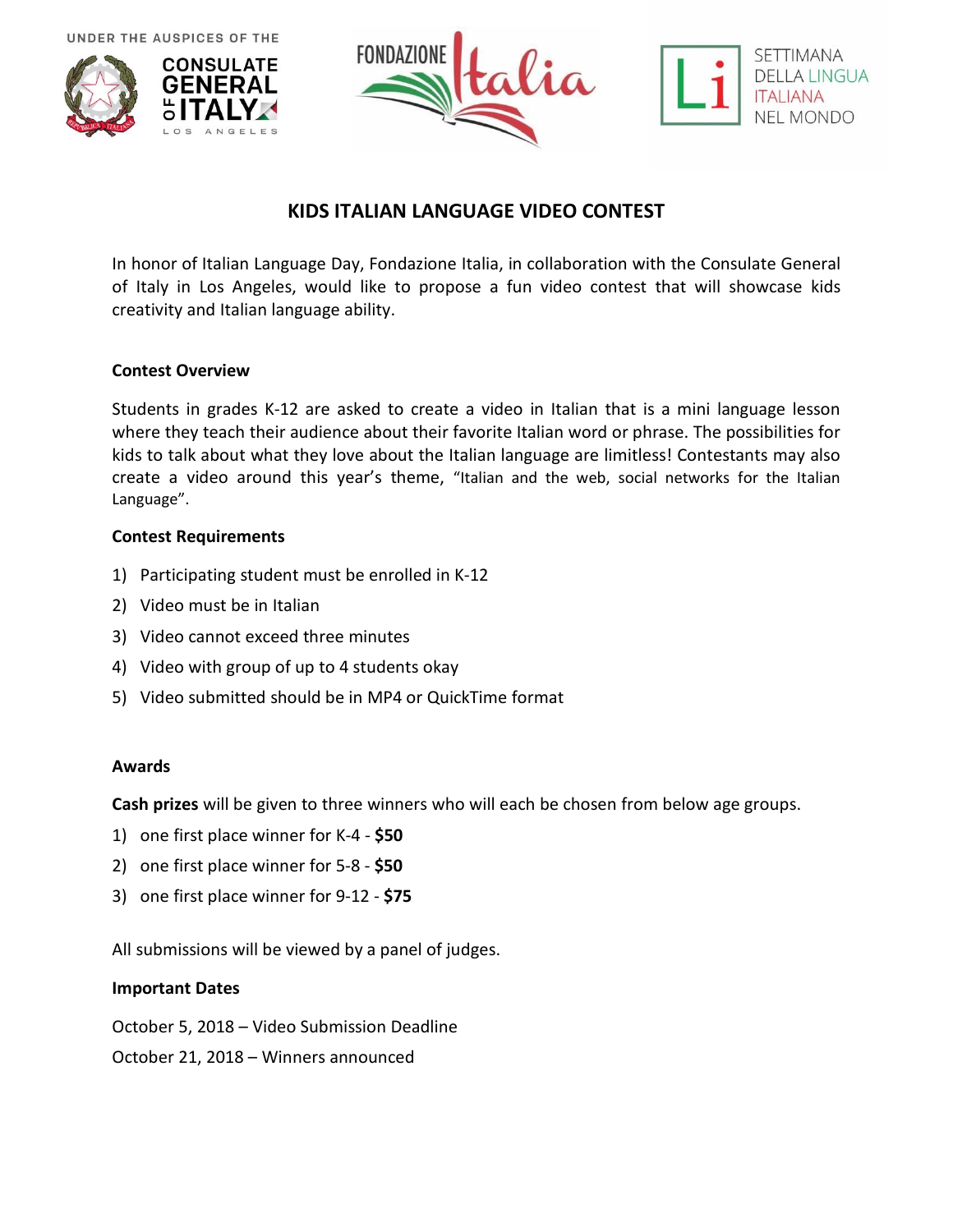UNDER THE AUSPICES OF THE CONSULATE GENERAL OF ITALY LOS ANGELES

FONDAZIONE Italia

SETTIMANA DELLA LINGUA ITALIANA NEL MONDO

# KIDS ITALIAN LANGUAGE VIDEO CONTEST

In honor of Italian Language Day, Fondazione Italia, in collaboration with the Consulate General of Italy in Los Angeles, would like to propose a fun video contest that will showcase kids creativity and Italian language ability.

**Contest Overview**

Students in grades K-12 are asked to create a video in Italian that is a mini language lesson where they teach their audience about their favorite Italian word or phrase. The possibilities for kids to talk about what they love about the Italian language are limitless! Contestants may also create a video around this year's theme, "Italian and the web, social networks for the Italian Language".

**Contest Requirements**

1) Participating student must be enrolled in K-12
2) Video must be in Italian
3) Video cannot exceed three minutes
4) Video with group of up to 4 students okay
5) Video submitted should be in MP4 or QuickTime format

**Awards**

**Cash prizes** will be given to three winners who will each be chosen from below age groups.

1) one first place winner for K-4 - **$50**
2) one first place winner for 5-8 - **$50**
3) one first place winner for 9-12 - **$75**

All submissions will be viewed by a panel of judges.

**Important Dates**

October 5, 2018 – Video Submission Deadline

October 21, 2018 – Winners announced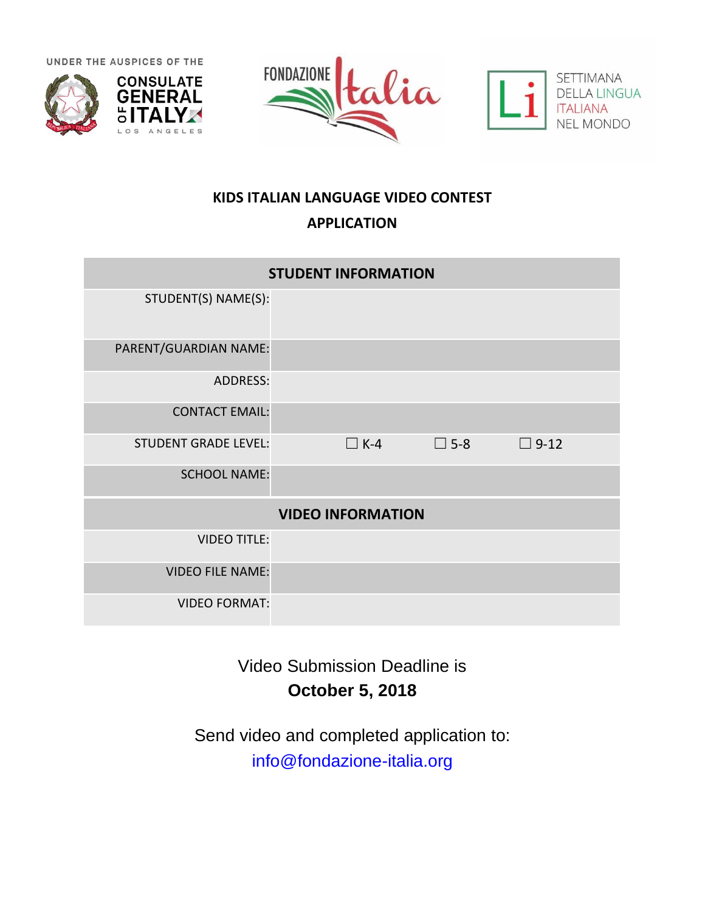UNDER THE AUSPICES OF THE CONSULATE GENERAL OF ITALY LOS ANGELES

FONDAZIONE Italia

SETTIMANA DELLA LINGUA ITALIANA NEL MONDO

**KIDS ITALIAN LANGUAGE VIDEO CONTEST**

**APPLICATION**

| STUDENT INFORMATION | | | |
|---|---|---|---|
| STUDENT(S) NAME(S): | | | |
| PARENT/GUARDIAN NAME: | | | |
| ADDRESS: | | | |
| CONTACT EMAIL: | | | |
| STUDENT GRADE LEVEL: | ☐ K-4 | ☐ 5-8 | ☐ 9-12 |
| SCHOOL NAME: | | | |
| **VIDEO INFORMATION** | | | |
| VIDEO TITLE: | | | |
| VIDEO FILE NAME: | | | |
| VIDEO FORMAT: | | | |

Video Submission Deadline is
**October 5, 2018**

Send video and completed application to:
info@fondazione-italia.org